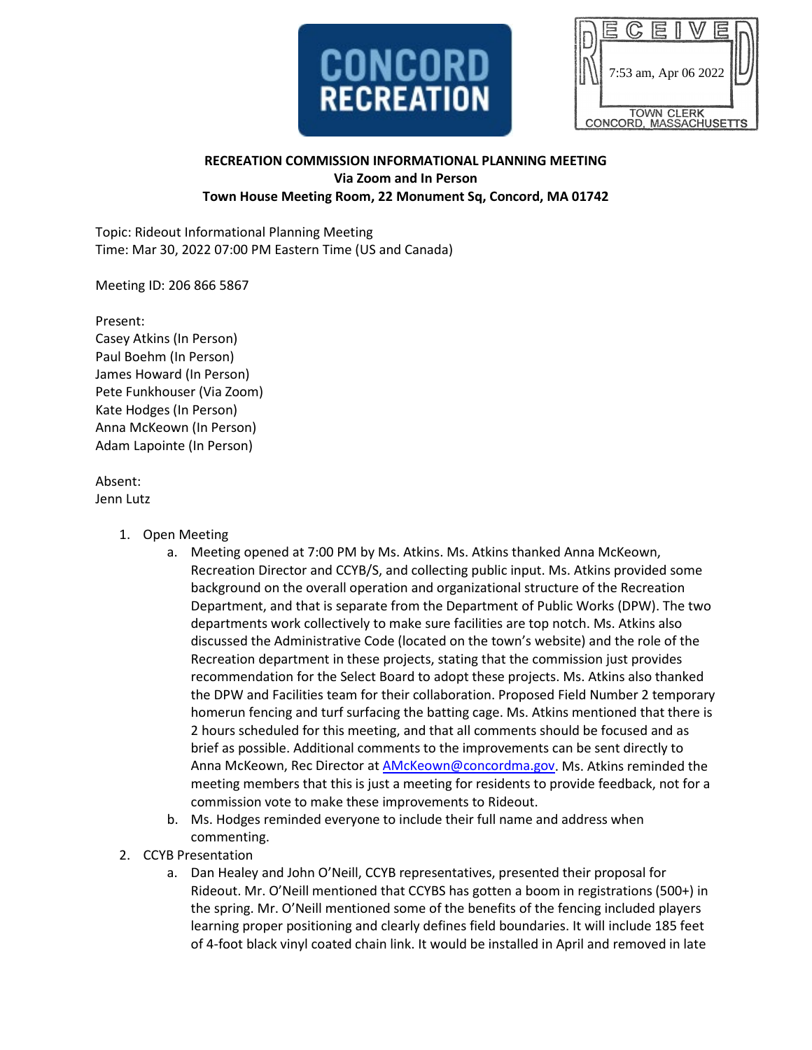CONCORD RECREATION

RECEIVED
7:53 am, Apr 06 2022
TOWN CLERK
CONCORD, MASSACHUSETTS

**RECREATION COMMISSION INFORMATIONAL PLANNING MEETING**
**Via Zoom and In Person**
**Town House Meeting Room, 22 Monument Sq, Concord, MA 01742**

Topic: Rideout Informational Planning Meeting
Time: Mar 30, 2022 07:00 PM Eastern Time (US and Canada)

Meeting ID: 206 866 5867

Present:
Casey Atkins (In Person)
Paul Boehm (In Person)
James Howard (In Person)
Pete Funkhouser (Via Zoom)
Kate Hodges (In Person)
Anna McKeown (In Person)
Adam Lapointe (In Person)

Absent:
Jenn Lutz

1. Open Meeting
   a. Meeting opened at 7:00 PM by Ms. Atkins. Ms. Atkins thanked Anna McKeown, Recreation Director and CCYB/S, and collecting public input. Ms. Atkins provided some background on the overall operation and organizational structure of the Recreation Department, and that is separate from the Department of Public Works (DPW). The two departments work collectively to make sure facilities are top notch. Ms. Atkins also discussed the Administrative Code (located on the town's website) and the role of the Recreation department in these projects, stating that the commission just provides recommendation for the Select Board to adopt these projects. Ms. Atkins also thanked the DPW and Facilities team for their collaboration. Proposed Field Number 2 temporary homerun fencing and turf surfacing the batting cage. Ms. Atkins mentioned that there is 2 hours scheduled for this meeting, and that all comments should be focused and as brief as possible. Additional comments to the improvements can be sent directly to Anna McKeown, Rec Director at AMcKeown@concordma.gov. Ms. Atkins reminded the meeting members that this is just a meeting for residents to provide feedback, not for a commission vote to make these improvements to Rideout.
   b. Ms. Hodges reminded everyone to include their full name and address when commenting.
2. CCYB Presentation
   a. Dan Healey and John O'Neill, CCYB representatives, presented their proposal for Rideout. Mr. O'Neill mentioned that CCYBS has gotten a boom in registrations (500+) in the spring. Mr. O'Neill mentioned some of the benefits of the fencing included players learning proper positioning and clearly defines field boundaries. It will include 185 feet of 4-foot black vinyl coated chain link. It would be installed in April and removed in late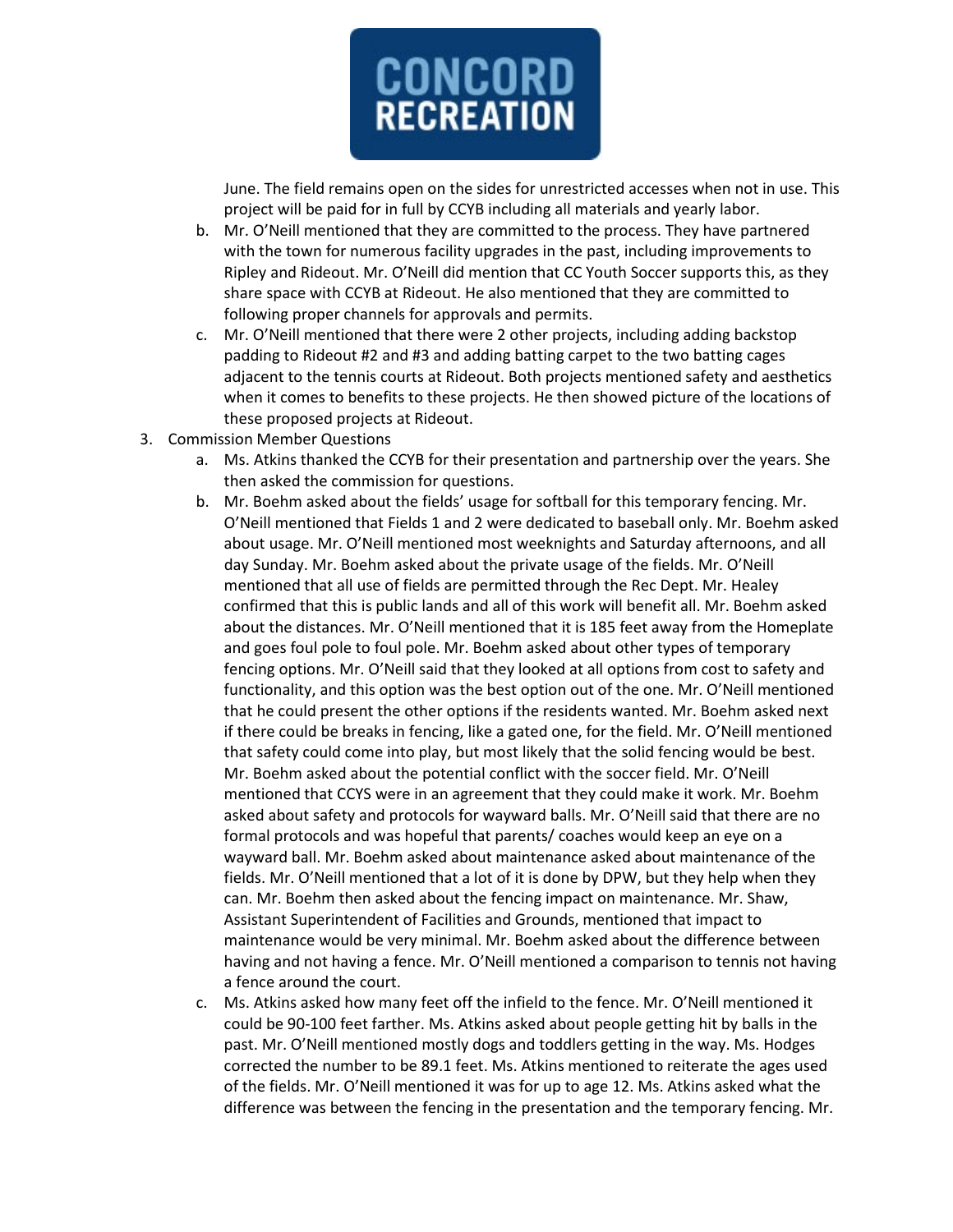June. The field remains open on the sides for unrestricted accesses when not in use. This project will be paid for in full by CCYB including all materials and yearly labor.

   b. Mr. O'Neill mentioned that they are committed to the process. They have partnered with the town for numerous facility upgrades in the past, including improvements to Ripley and Rideout. Mr. O'Neill did mention that CC Youth Soccer supports this, as they share space with CCYB at Rideout. He also mentioned that they are committed to following proper channels for approvals and permits.

   c. Mr. O'Neill mentioned that there were 2 other projects, including adding backstop padding to Rideout #2 and #3 and adding batting carpet to the two batting cages adjacent to the tennis courts at Rideout. Both projects mentioned safety and aesthetics when it comes to benefits to these projects. He then showed picture of the locations of these proposed projects at Rideout.

3. Commission Member Questions

   a. Ms. Atkins thanked the CCYB for their presentation and partnership over the years. She then asked the commission for questions.

   b. Mr. Boehm asked about the fields' usage for softball for this temporary fencing. Mr. O'Neill mentioned that Fields 1 and 2 were dedicated to baseball only. Mr. Boehm asked about usage. Mr. O'Neill mentioned most weeknights and Saturday afternoons, and all day Sunday. Mr. Boehm asked about the private usage of the fields. Mr. O'Neill mentioned that all use of fields are permitted through the Rec Dept. Mr. Healey confirmed that this is public lands and all of this work will benefit all. Mr. Boehm asked about the distances. Mr. O'Neill mentioned that it is 185 feet away from the Homeplate and goes foul pole to foul pole. Mr. Boehm asked about other types of temporary fencing options. Mr. O'Neill said that they looked at all options from cost to safety and functionality, and this option was the best option out of the one. Mr. O'Neill mentioned that he could present the other options if the residents wanted. Mr. Boehm asked next if there could be breaks in fencing, like a gated one, for the field. Mr. O'Neill mentioned that safety could come into play, but most likely that the solid fencing would be best. Mr. Boehm asked about the potential conflict with the soccer field. Mr. O'Neill mentioned that CCYS were in an agreement that they could make it work. Mr. Boehm asked about safety and protocols for wayward balls. Mr. O'Neill said that there are no formal protocols and was hopeful that parents/ coaches would keep an eye on a wayward ball. Mr. Boehm asked about maintenance asked about maintenance of the fields. Mr. O'Neill mentioned that a lot of it is done by DPW, but they help when they can. Mr. Boehm then asked about the fencing impact on maintenance. Mr. Shaw, Assistant Superintendent of Facilities and Grounds, mentioned that impact to maintenance would be very minimal. Mr. Boehm asked about the difference between having and not having a fence. Mr. O'Neill mentioned a comparison to tennis not having a fence around the court.

   c. Ms. Atkins asked how many feet off the infield to the fence. Mr. O'Neill mentioned it could be 90-100 feet farther. Ms. Atkins asked about people getting hit by balls in the past. Mr. O'Neill mentioned mostly dogs and toddlers getting in the way. Ms. Hodges corrected the number to be 89.1 feet. Ms. Atkins mentioned to reiterate the ages used of the fields. Mr. O'Neill mentioned it was for up to age 12. Ms. Atkins asked what the difference was between the fencing in the presentation and the temporary fencing. Mr.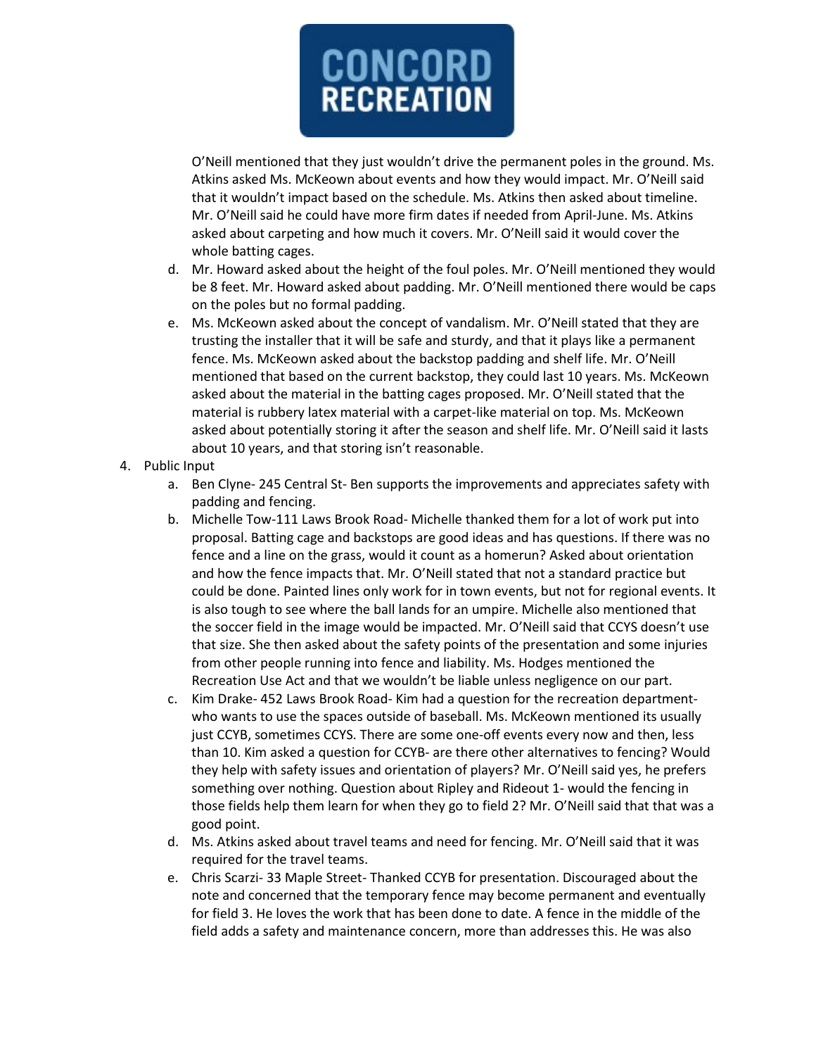O'Neill mentioned that they just wouldn't drive the permanent poles in the ground. Ms. Atkins asked Ms. McKeown about events and how they would impact. Mr. O'Neill said that it wouldn't impact based on the schedule. Ms. Atkins then asked about timeline. Mr. O'Neill said he could have more firm dates if needed from April-June. Ms. Atkins asked about carpeting and how much it covers. Mr. O'Neill said it would cover the whole batting cages.

  d. Mr. Howard asked about the height of the foul poles. Mr. O'Neill mentioned they would be 8 feet. Mr. Howard asked about padding. Mr. O'Neill mentioned there would be caps on the poles but no formal padding.
  e. Ms. McKeown asked about the concept of vandalism. Mr. O'Neill stated that they are trusting the installer that it will be safe and sturdy, and that it plays like a permanent fence. Ms. McKeown asked about the backstop padding and shelf life. Mr. O'Neill mentioned that based on the current backstop, they could last 10 years. Ms. McKeown asked about the material in the batting cages proposed. Mr. O'Neill stated that the material is rubbery latex material with a carpet-like material on top. Ms. McKeown asked about potentially storing it after the season and shelf life. Mr. O'Neill said it lasts about 10 years, and that storing isn't reasonable.

4. Public Input
  a. Ben Clyne- 245 Central St- Ben supports the improvements and appreciates safety with padding and fencing.
  b. Michelle Tow-111 Laws Brook Road- Michelle thanked them for a lot of work put into proposal. Batting cage and backstops are good ideas and has questions. If there was no fence and a line on the grass, would it count as a homerun? Asked about orientation and how the fence impacts that. Mr. O'Neill stated that not a standard practice but could be done. Painted lines only work for in town events, but not for regional events. It is also tough to see where the ball lands for an umpire. Michelle also mentioned that the soccer field in the image would be impacted. Mr. O'Neill said that CCYS doesn't use that size. She then asked about the safety points of the presentation and some injuries from other people running into fence and liability. Ms. Hodges mentioned the Recreation Use Act and that we wouldn't be liable unless negligence on our part.
  c. Kim Drake- 452 Laws Brook Road- Kim had a question for the recreation department- who wants to use the spaces outside of baseball. Ms. McKeown mentioned its usually just CCYB, sometimes CCYS. There are some one-off events every now and then, less than 10. Kim asked a question for CCYB- are there other alternatives to fencing? Would they help with safety issues and orientation of players? Mr. O'Neill said yes, he prefers something over nothing. Question about Ripley and Rideout 1- would the fencing in those fields help them learn for when they go to field 2? Mr. O'Neill said that that was a good point.
  d. Ms. Atkins asked about travel teams and need for fencing. Mr. O'Neill said that it was required for the travel teams.
  e. Chris Scarzi- 33 Maple Street- Thanked CCYB for presentation. Discouraged about the note and concerned that the temporary fence may become permanent and eventually for field 3. He loves the work that has been done to date. A fence in the middle of the field adds a safety and maintenance concern, more than addresses this. He was also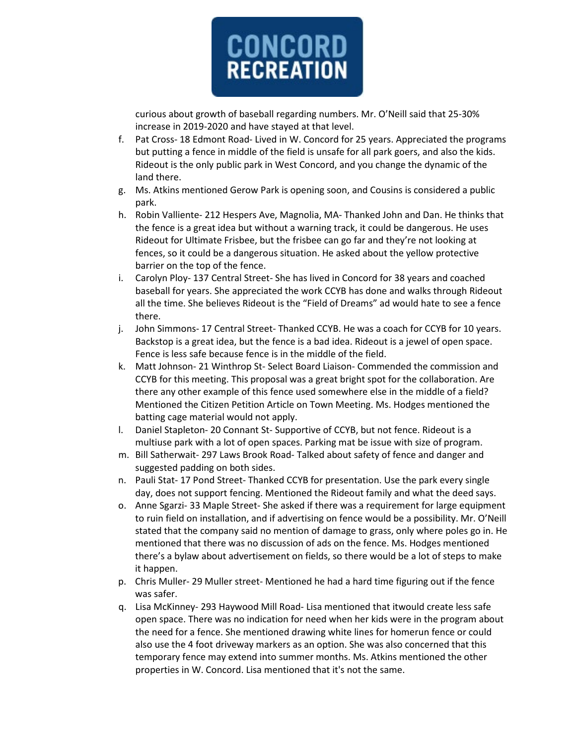curious about growth of baseball regarding numbers. Mr. O'Neill said that 25-30% increase in 2019-2020 and have stayed at that level.

f. Pat Cross- 18 Edmont Road- Lived in W. Concord for 25 years. Appreciated the programs but putting a fence in middle of the field is unsafe for all park goers, and also the kids. Rideout is the only public park in West Concord, and you change the dynamic of the land there.

g. Ms. Atkins mentioned Gerow Park is opening soon, and Cousins is considered a public park.

h. Robin Valliente- 212 Hespers Ave, Magnolia, MA- Thanked John and Dan. He thinks that the fence is a great idea but without a warning track, it could be dangerous. He uses Rideout for Ultimate Frisbee, but the frisbee can go far and they're not looking at fences, so it could be a dangerous situation. He asked about the yellow protective barrier on the top of the fence.

i. Carolyn Ploy- 137 Central Street- She has lived in Concord for 38 years and coached baseball for years. She appreciated the work CCYB has done and walks through Rideout all the time. She believes Rideout is the "Field of Dreams" ad would hate to see a fence there.

j. John Simmons- 17 Central Street- Thanked CCYB. He was a coach for CCYB for 10 years. Backstop is a great idea, but the fence is a bad idea. Rideout is a jewel of open space. Fence is less safe because fence is in the middle of the field.

k. Matt Johnson- 21 Winthrop St- Select Board Liaison- Commended the commission and CCYB for this meeting. This proposal was a great bright spot for the collaboration. Are there any other example of this fence used somewhere else in the middle of a field? Mentioned the Citizen Petition Article on Town Meeting. Ms. Hodges mentioned the batting cage material would not apply.

l. Daniel Stapleton- 20 Connant St- Supportive of CCYB, but not fence. Rideout is a multiuse park with a lot of open spaces. Parking mat be issue with size of program.

m. Bill Satherwait- 297 Laws Brook Road- Talked about safety of fence and danger and suggested padding on both sides.

n. Pauli Stat- 17 Pond Street- Thanked CCYB for presentation. Use the park every single day, does not support fencing. Mentioned the Rideout family and what the deed says.

o. Anne Sgarzi- 33 Maple Street- She asked if there was a requirement for large equipment to ruin field on installation, and if advertising on fence would be a possibility. Mr. O'Neill stated that the company said no mention of damage to grass, only where poles go in. He mentioned that there was no discussion of ads on the fence. Ms. Hodges mentioned there's a bylaw about advertisement on fields, so there would be a lot of steps to make it happen.

p. Chris Muller- 29 Muller street- Mentioned he had a hard time figuring out if the fence was safer.

q. Lisa McKinney- 293 Haywood Mill Road- Lisa mentioned that itwould create less safe open space. There was no indication for need when her kids were in the program about the need for a fence. She mentioned drawing white lines for homerun fence or could also use the 4 foot driveway markers as an option. She was also concerned that this temporary fence may extend into summer months. Ms. Atkins mentioned the other properties in W. Concord. Lisa mentioned that it's not the same.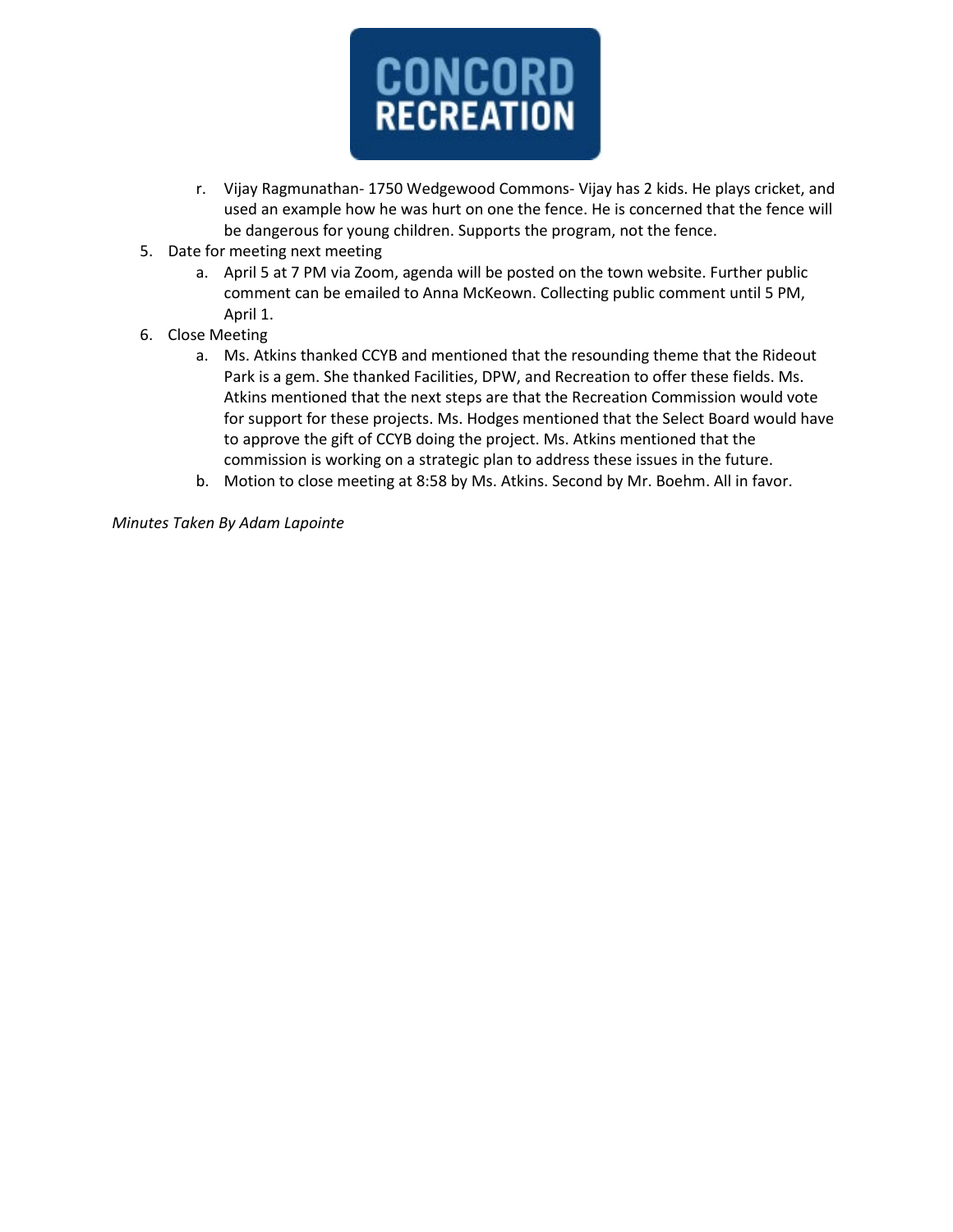r. Vijay Ragmunathan- 1750 Wedgewood Commons- Vijay has 2 kids. He plays cricket, and used an example how he was hurt on one the fence. He is concerned that the fence will be dangerous for young children. Supports the program, not the fence.

5. Date for meeting next meeting
   a. April 5 at 7 PM via Zoom, agenda will be posted on the town website. Further public comment can be emailed to Anna McKeown. Collecting public comment until 5 PM, April 1.
6. Close Meeting
   a. Ms. Atkins thanked CCYB and mentioned that the resounding theme that the Rideout Park is a gem. She thanked Facilities, DPW, and Recreation to offer these fields. Ms. Atkins mentioned that the next steps are that the Recreation Commission would vote for support for these projects. Ms. Hodges mentioned that the Select Board would have to approve the gift of CCYB doing the project. Ms. Atkins mentioned that the commission is working on a strategic plan to address these issues in the future.
   b. Motion to close meeting at 8:58 by Ms. Atkins. Second by Mr. Boehm. All in favor.

*Minutes Taken By Adam Lapointe*